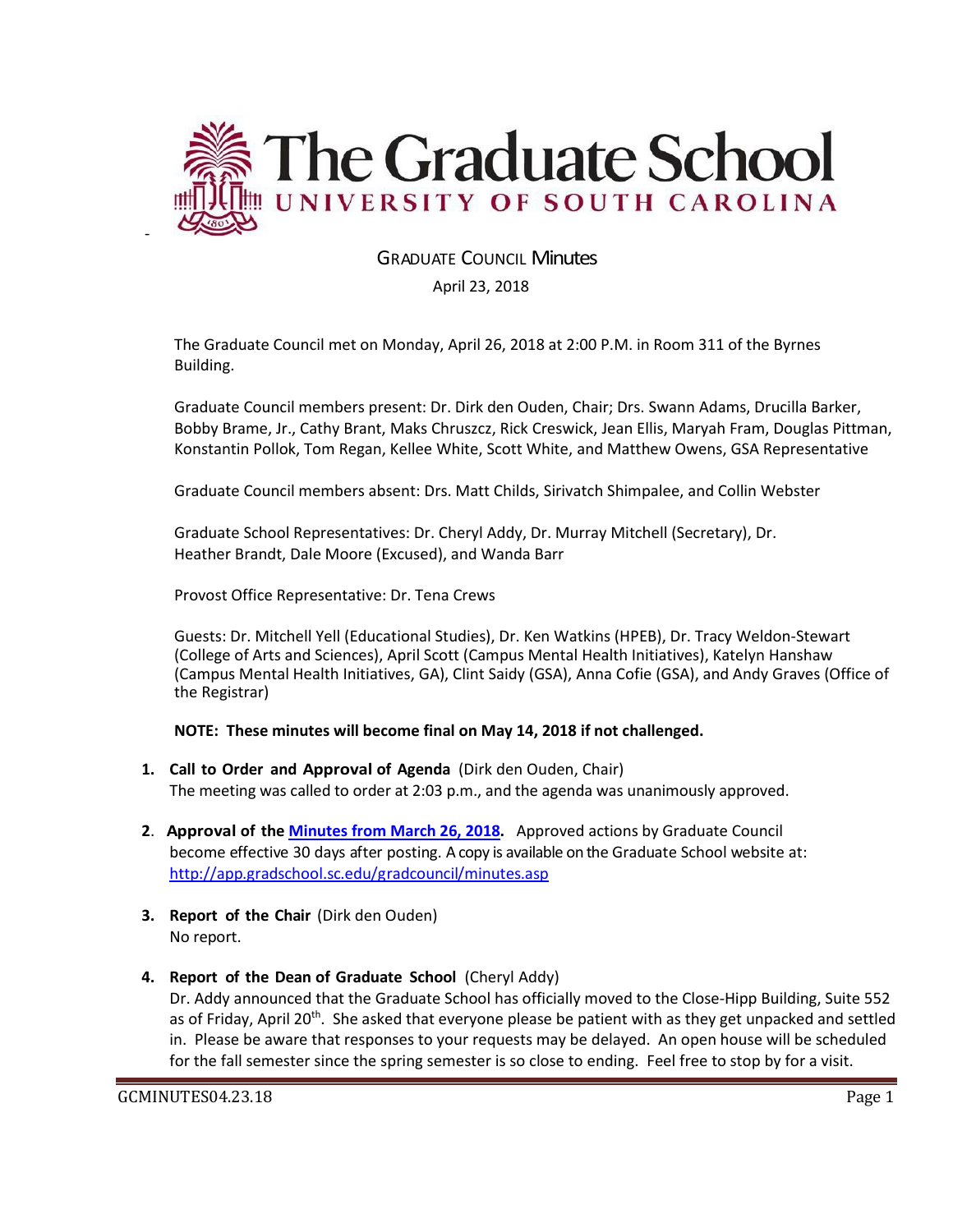# The Graduate School
## UNIVERSITY OF SOUTH CAROLINA

GRADUATE COUNCIL Minutes

April 23, 2018

The Graduate Council met on Monday, April 26, 2018 at 2:00 P.M. in Room 311 of the Byrnes Building.

Graduate Council members present: Dr. Dirk den Ouden, Chair; Drs. Swann Adams, Drucilla Barker, Bobby Brame, Jr., Cathy Brant, Maks Chruszcz, Rick Creswick, Jean Ellis, Maryah Fram, Douglas Pittman, Konstantin Pollok, Tom Regan, Kellee White, Scott White, and Matthew Owens, GSA Representative

Graduate Council members absent: Drs. Matt Childs, Sirivatch Shimpalee, and Collin Webster

Graduate School Representatives: Dr. Cheryl Addy, Dr. Murray Mitchell (Secretary), Dr. Heather Brandt, Dale Moore (Excused), and Wanda Barr

Provost Office Representative: Dr. Tena Crews

Guests: Dr. Mitchell Yell (Educational Studies), Dr. Ken Watkins (HPEB), Dr. Tracy Weldon-Stewart (College of Arts and Sciences), April Scott (Campus Mental Health Initiatives), Katelyn Hanshaw (Campus Mental Health Initiatives, GA), Clint Saidy (GSA), Anna Cofie (GSA), and Andy Graves (Office of the Registrar)

**NOTE: These minutes will become final on May 14, 2018 if not challenged.**

1. **Call to Order and Approval of Agenda** (Dirk den Ouden, Chair)
   The meeting was called to order at 2:03 p.m., and the agenda was unanimously approved.

2. **Approval of the [Minutes from March 26, 2018](http://app.gradschool.sc.edu/gradcouncil/minutes.asp).** Approved actions by Graduate Council become effective 30 days after posting. A copy is available on the Graduate School website at: http://app.gradschool.sc.edu/gradcouncil/minutes.asp

3. **Report of the Chair** (Dirk den Ouden)
   No report.

4. **Report of the Dean of Graduate School** (Cheryl Addy)
   Dr. Addy announced that the Graduate School has officially moved to the Close-Hipp Building, Suite 552 as of Friday, April 20th. She asked that everyone please be patient with as they get unpacked and settled in. Please be aware that responses to your requests may be delayed. An open house will be scheduled for the fall semester since the spring semester is so close to ending. Feel free to stop by for a visit.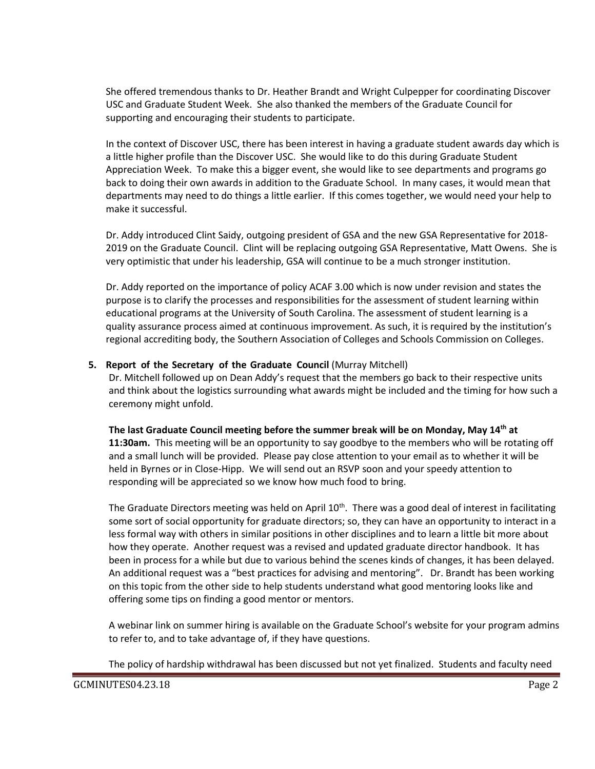She offered tremendous thanks to Dr. Heather Brandt and Wright Culpepper for coordinating Discover USC and Graduate Student Week. She also thanked the members of the Graduate Council for supporting and encouraging their students to participate.

In the context of Discover USC, there has been interest in having a graduate student awards day which is a little higher profile than the Discover USC. She would like to do this during Graduate Student Appreciation Week. To make this a bigger event, she would like to see departments and programs go back to doing their own awards in addition to the Graduate School. In many cases, it would mean that departments may need to do things a little earlier. If this comes together, we would need your help to make it successful.

Dr. Addy introduced Clint Saidy, outgoing president of GSA and the new GSA Representative for 2018-2019 on the Graduate Council. Clint will be replacing outgoing GSA Representative, Matt Owens. She is very optimistic that under his leadership, GSA will continue to be a much stronger institution.

Dr. Addy reported on the importance of policy ACAF 3.00 which is now under revision and states the purpose is to clarify the processes and responsibilities for the assessment of student learning within educational programs at the University of South Carolina. The assessment of student learning is a quality assurance process aimed at continuous improvement. As such, it is required by the institution's regional accrediting body, the Southern Association of Colleges and Schools Commission on Colleges.

5. **Report of the Secretary of the Graduate Council** (Murray Mitchell)

   Dr. Mitchell followed up on Dean Addy's request that the members go back to their respective units and think about the logistics surrounding what awards might be included and the timing for how such a ceremony might unfold.

   **The last Graduate Council meeting before the summer break will be on Monday, May 14th at 11:30am.** This meeting will be an opportunity to say goodbye to the members who will be rotating off and a small lunch will be provided. Please pay close attention to your email as to whether it will be held in Byrnes or in Close-Hipp. We will send out an RSVP soon and your speedy attention to responding will be appreciated so we know how much food to bring.

   The Graduate Directors meeting was held on April 10th. There was a good deal of interest in facilitating some sort of social opportunity for graduate directors; so, they can have an opportunity to interact in a less formal way with others in similar positions in other disciplines and to learn a little bit more about how they operate. Another request was a revised and updated graduate director handbook. It has been in process for a while but due to various behind the scenes kinds of changes, it has been delayed. An additional request was a "best practices for advising and mentoring". Dr. Brandt has been working on this topic from the other side to help students understand what good mentoring looks like and offering some tips on finding a good mentor or mentors.

   A webinar link on summer hiring is available on the Graduate School's website for your program admins to refer to, and to take advantage of, if they have questions.

   The policy of hardship withdrawal has been discussed but not yet finalized. Students and faculty need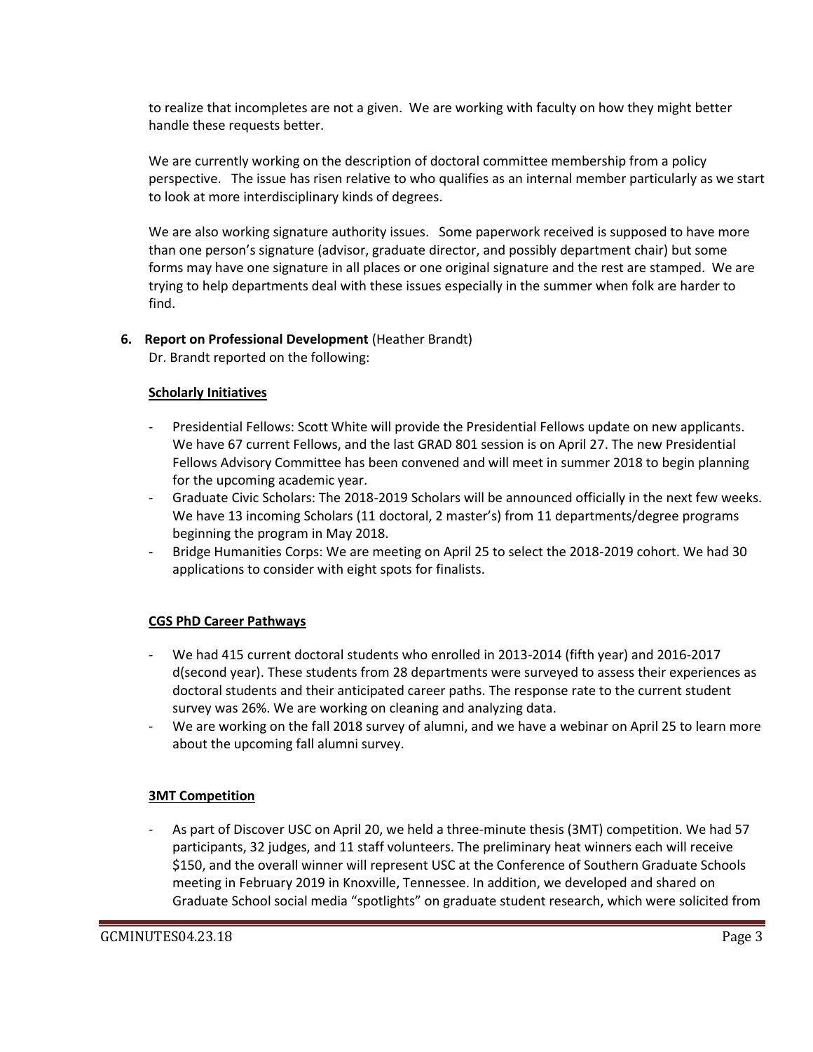to realize that incompletes are not a given. We are working with faculty on how they might better handle these requests better.

We are currently working on the description of doctoral committee membership from a policy perspective. The issue has risen relative to who qualifies as an internal member particularly as we start to look at more interdisciplinary kinds of degrees.

We are also working signature authority issues. Some paperwork received is supposed to have more than one person's signature (advisor, graduate director, and possibly department chair) but some forms may have one signature in all places or one original signature and the rest are stamped. We are trying to help departments deal with these issues especially in the summer when folk are harder to find.

**6. Report on Professional Development** (Heather Brandt)

Dr. Brandt reported on the following:

**Scholarly Initiatives**

- Presidential Fellows: Scott White will provide the Presidential Fellows update on new applicants. We have 67 current Fellows, and the last GRAD 801 session is on April 27. The new Presidential Fellows Advisory Committee has been convened and will meet in summer 2018 to begin planning for the upcoming academic year.
- Graduate Civic Scholars: The 2018-2019 Scholars will be announced officially in the next few weeks. We have 13 incoming Scholars (11 doctoral, 2 master's) from 11 departments/degree programs beginning the program in May 2018.
- Bridge Humanities Corps: We are meeting on April 25 to select the 2018-2019 cohort. We had 30 applications to consider with eight spots for finalists.

**CGS PhD Career Pathways**

- We had 415 current doctoral students who enrolled in 2013-2014 (fifth year) and 2016-2017 d(second year). These students from 28 departments were surveyed to assess their experiences as doctoral students and their anticipated career paths. The response rate to the current student survey was 26%. We are working on cleaning and analyzing data.
- We are working on the fall 2018 survey of alumni, and we have a webinar on April 25 to learn more about the upcoming fall alumni survey.

**3MT Competition**

- As part of Discover USC on April 20, we held a three-minute thesis (3MT) competition. We had 57 participants, 32 judges, and 11 staff volunteers. The preliminary heat winners each will receive $150, and the overall winner will represent USC at the Conference of Southern Graduate Schools meeting in February 2019 in Knoxville, Tennessee. In addition, we developed and shared on Graduate School social media "spotlights" on graduate student research, which were solicited from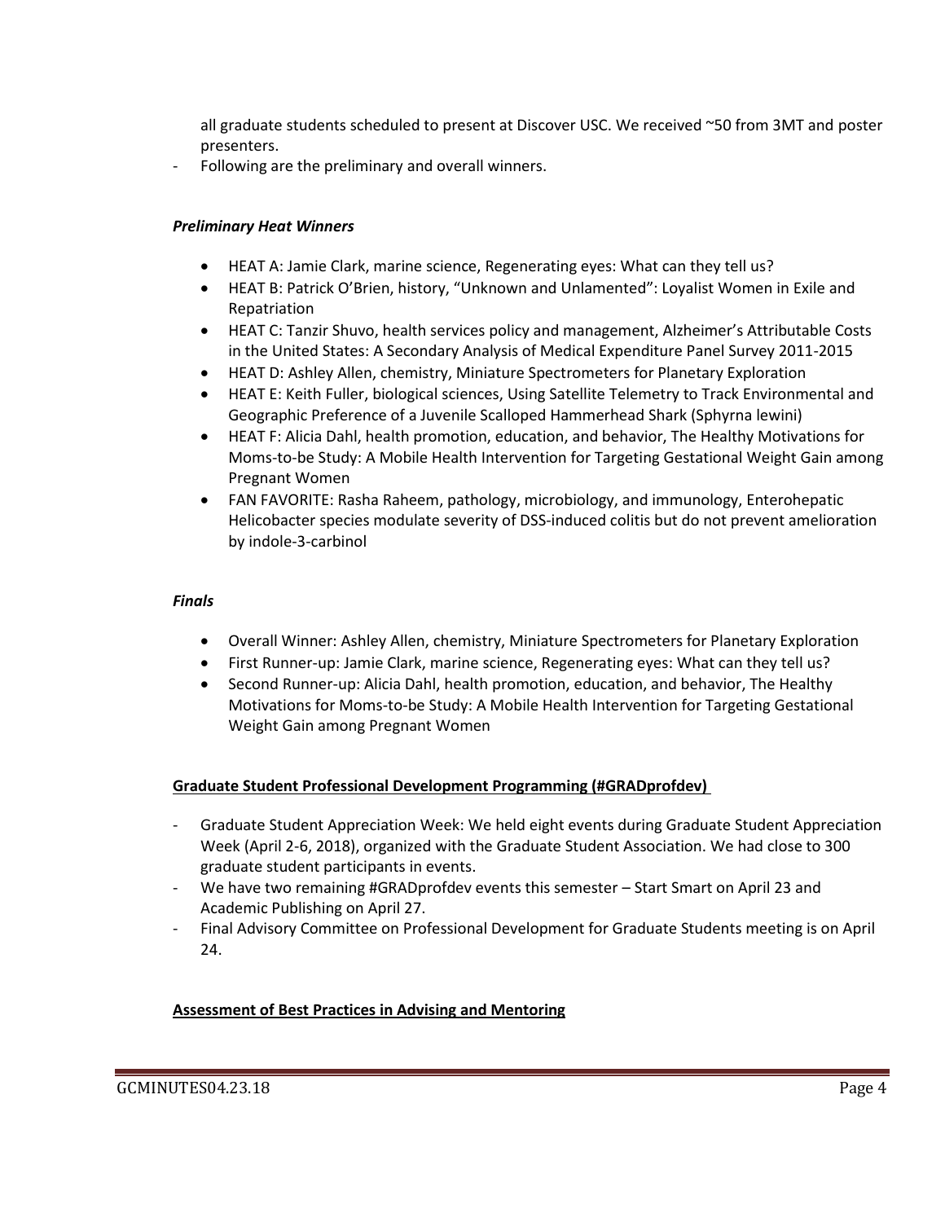all graduate students scheduled to present at Discover USC. We received ~50 from 3MT and poster presenters.

- Following are the preliminary and overall winners.

***Preliminary Heat Winners***

- HEAT A: Jamie Clark, marine science, Regenerating eyes: What can they tell us?
- HEAT B: Patrick O'Brien, history, "Unknown and Unlamented": Loyalist Women in Exile and Repatriation
- HEAT C: Tanzir Shuvo, health services policy and management, Alzheimer's Attributable Costs in the United States: A Secondary Analysis of Medical Expenditure Panel Survey 2011-2015
- HEAT D: Ashley Allen, chemistry, Miniature Spectrometers for Planetary Exploration
- HEAT E: Keith Fuller, biological sciences, Using Satellite Telemetry to Track Environmental and Geographic Preference of a Juvenile Scalloped Hammerhead Shark (Sphyrna lewini)
- HEAT F: Alicia Dahl, health promotion, education, and behavior, The Healthy Motivations for Moms-to-be Study: A Mobile Health Intervention for Targeting Gestational Weight Gain among Pregnant Women
- FAN FAVORITE: Rasha Raheem, pathology, microbiology, and immunology, Enterohepatic Helicobacter species modulate severity of DSS-induced colitis but do not prevent amelioration by indole-3-carbinol

***Finals***

- Overall Winner: Ashley Allen, chemistry, Miniature Spectrometers for Planetary Exploration
- First Runner-up: Jamie Clark, marine science, Regenerating eyes: What can they tell us?
- Second Runner-up: Alicia Dahl, health promotion, education, and behavior, The Healthy Motivations for Moms-to-be Study: A Mobile Health Intervention for Targeting Gestational Weight Gain among Pregnant Women

**Graduate Student Professional Development Programming (#GRADprofdev)**

- Graduate Student Appreciation Week: We held eight events during Graduate Student Appreciation Week (April 2-6, 2018), organized with the Graduate Student Association. We had close to 300 graduate student participants in events.
- We have two remaining #GRADprofdev events this semester – Start Smart on April 23 and Academic Publishing on April 27.
- Final Advisory Committee on Professional Development for Graduate Students meeting is on April 24.

**Assessment of Best Practices in Advising and Mentoring**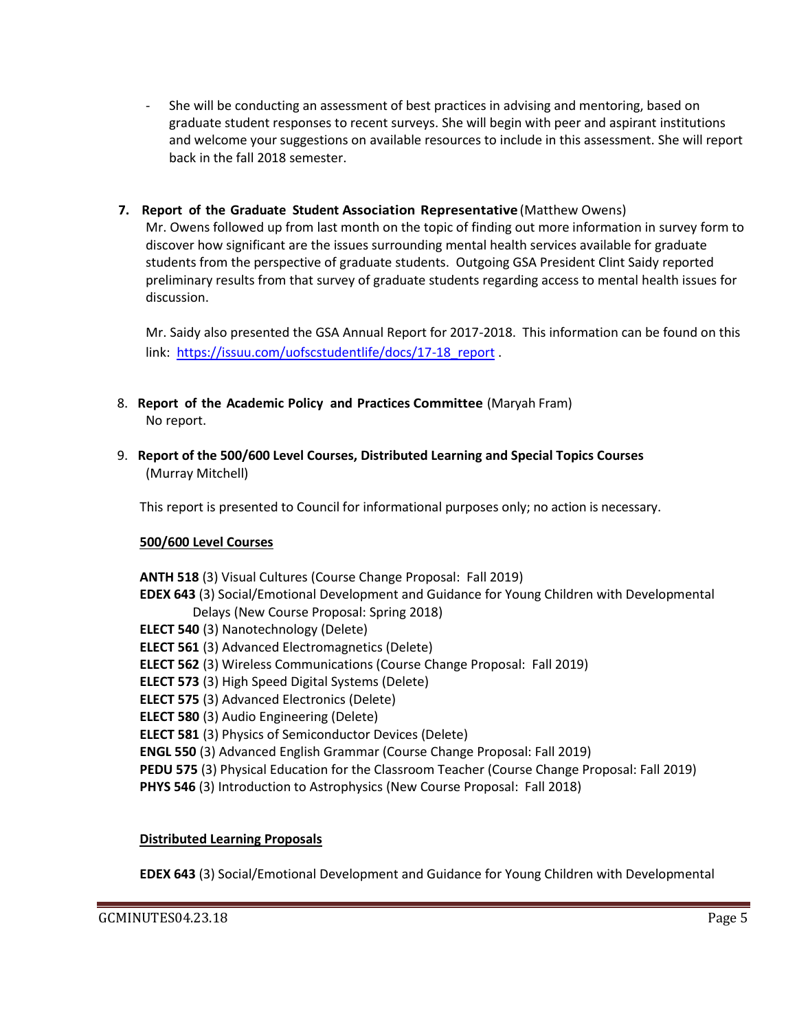- She will be conducting an assessment of best practices in advising and mentoring, based on graduate student responses to recent surveys. She will begin with peer and aspirant institutions and welcome your suggestions on available resources to include in this assessment. She will report back in the fall 2018 semester.

7. **Report of the Graduate Student Association Representative** (Matthew Owens)
   Mr. Owens followed up from last month on the topic of finding out more information in survey form to discover how significant are the issues surrounding mental health services available for graduate students from the perspective of graduate students. Outgoing GSA President Clint Saidy reported preliminary results from that survey of graduate students regarding access to mental health issues for discussion.

   Mr. Saidy also presented the GSA Annual Report for 2017-2018. This information can be found on this link: https://issuu.com/uofscstudentlife/docs/17-18_report .

8. **Report of the Academic Policy and Practices Committee** (Maryah Fram)
   No report.

9. **Report of the 500/600 Level Courses, Distributed Learning and Special Topics Courses** (Murray Mitchell)

   This report is presented to Council for informational purposes only; no action is necessary.

   **500/600 Level Courses**

   **ANTH 518** (3) Visual Cultures (Course Change Proposal: Fall 2019)
   **EDEX 643** (3) Social/Emotional Development and Guidance for Young Children with Developmental Delays (New Course Proposal: Spring 2018)
   **ELECT 540** (3) Nanotechnology (Delete)
   **ELECT 561** (3) Advanced Electromagnetics (Delete)
   **ELECT 562** (3) Wireless Communications (Course Change Proposal: Fall 2019)
   **ELECT 573** (3) High Speed Digital Systems (Delete)
   **ELECT 575** (3) Advanced Electronics (Delete)
   **ELECT 580** (3) Audio Engineering (Delete)
   **ELECT 581** (3) Physics of Semiconductor Devices (Delete)
   **ENGL 550** (3) Advanced English Grammar (Course Change Proposal: Fall 2019)
   **PEDU 575** (3) Physical Education for the Classroom Teacher (Course Change Proposal: Fall 2019)
   **PHYS 546** (3) Introduction to Astrophysics (New Course Proposal: Fall 2018)

   **Distributed Learning Proposals**

   **EDEX 643** (3) Social/Emotional Development and Guidance for Young Children with Developmental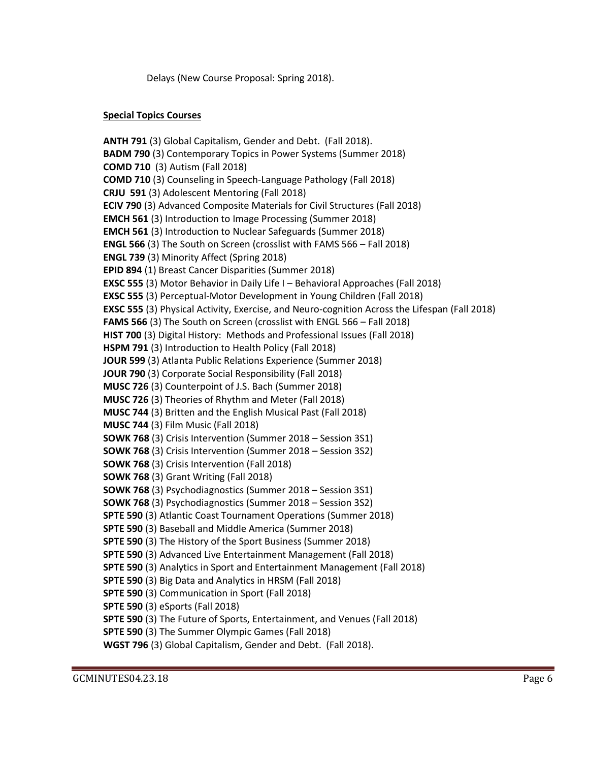Delays (New Course Proposal: Spring 2018).

**Special Topics Courses**

**ANTH 791** (3) Global Capitalism, Gender and Debt. (Fall 2018).
**BADM 790** (3) Contemporary Topics in Power Systems (Summer 2018)
**COMD 710** (3) Autism (Fall 2018)
**COMD 710** (3) Counseling in Speech-Language Pathology (Fall 2018)
**CRJU 591** (3) Adolescent Mentoring (Fall 2018)
**ECIV 790** (3) Advanced Composite Materials for Civil Structures (Fall 2018)
**EMCH 561** (3) Introduction to Image Processing (Summer 2018)
**EMCH 561** (3) Introduction to Nuclear Safeguards (Summer 2018)
**ENGL 566** (3) The South on Screen (crosslist with FAMS 566 – Fall 2018)
**ENGL 739** (3) Minority Affect (Spring 2018)
**EPID 894** (1) Breast Cancer Disparities (Summer 2018)
**EXSC 555** (3) Motor Behavior in Daily Life I – Behavioral Approaches (Fall 2018)
**EXSC 555** (3) Perceptual-Motor Development in Young Children (Fall 2018)
**EXSC 555** (3) Physical Activity, Exercise, and Neuro-cognition Across the Lifespan (Fall 2018)
**FAMS 566** (3) The South on Screen (crosslist with ENGL 566 – Fall 2018)
**HIST 700** (3) Digital History: Methods and Professional Issues (Fall 2018)
**HSPM 791** (3) Introduction to Health Policy (Fall 2018)
**JOUR 599** (3) Atlanta Public Relations Experience (Summer 2018)
**JOUR 790** (3) Corporate Social Responsibility (Fall 2018)
**MUSC 726** (3) Counterpoint of J.S. Bach (Summer 2018)
**MUSC 726** (3) Theories of Rhythm and Meter (Fall 2018)
**MUSC 744** (3) Britten and the English Musical Past (Fall 2018)
**MUSC 744** (3) Film Music (Fall 2018)
**SOWK 768** (3) Crisis Intervention (Summer 2018 – Session 3S1)
**SOWK 768** (3) Crisis Intervention (Summer 2018 – Session 3S2)
**SOWK 768** (3) Crisis Intervention (Fall 2018)
**SOWK 768** (3) Grant Writing (Fall 2018)
**SOWK 768** (3) Psychodiagnostics (Summer 2018 – Session 3S1)
**SOWK 768** (3) Psychodiagnostics (Summer 2018 – Session 3S2)
**SPTE 590** (3) Atlantic Coast Tournament Operations (Summer 2018)
**SPTE 590** (3) Baseball and Middle America (Summer 2018)
**SPTE 590** (3) The History of the Sport Business (Summer 2018)
**SPTE 590** (3) Advanced Live Entertainment Management (Fall 2018)
**SPTE 590** (3) Analytics in Sport and Entertainment Management (Fall 2018)
**SPTE 590** (3) Big Data and Analytics in HRSM (Fall 2018)
**SPTE 590** (3) Communication in Sport (Fall 2018)
**SPTE 590** (3) eSports (Fall 2018)
**SPTE 590** (3) The Future of Sports, Entertainment, and Venues (Fall 2018)
**SPTE 590** (3) The Summer Olympic Games (Fall 2018)
**WGST 796** (3) Global Capitalism, Gender and Debt. (Fall 2018).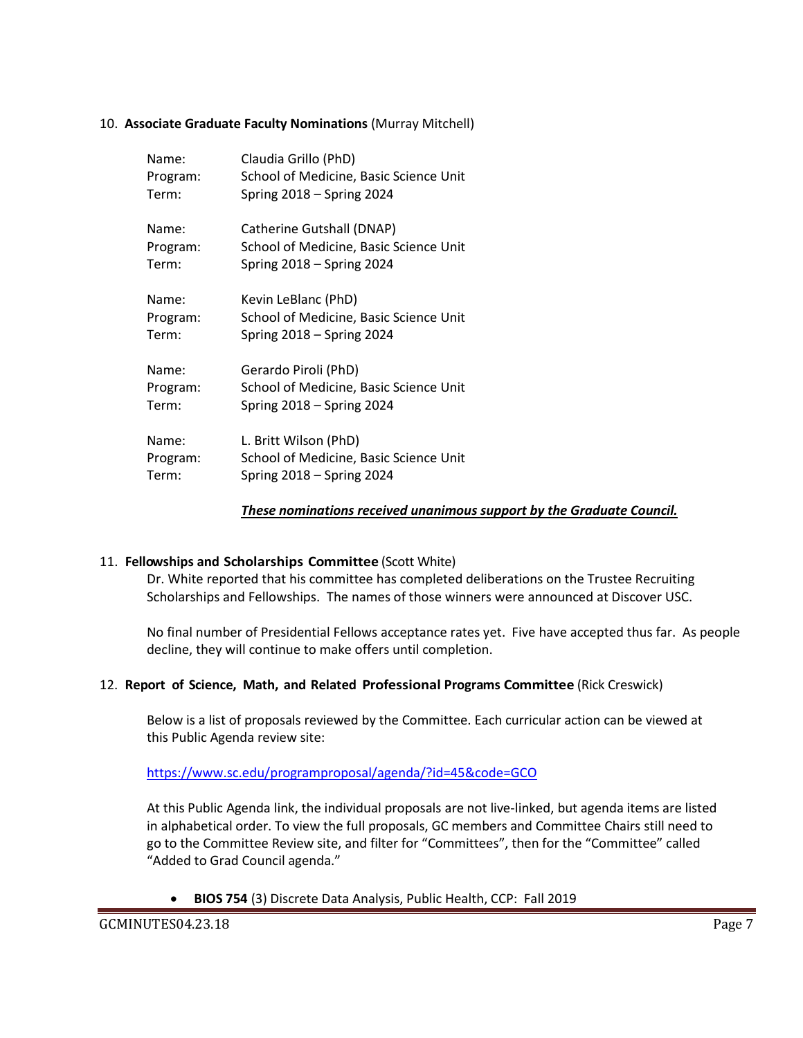10. **Associate Graduate Faculty Nominations** (Murray Mitchell)

| | |
|---|---|
| Name: | Claudia Grillo (PhD) |
| Program: | School of Medicine, Basic Science Unit |
| Term: | Spring 2018 – Spring 2024 |

| | |
|---|---|
| Name: | Catherine Gutshall (DNAP) |
| Program: | School of Medicine, Basic Science Unit |
| Term: | Spring 2018 – Spring 2024 |

| | |
|---|---|
| Name: | Kevin LeBlanc (PhD) |
| Program: | School of Medicine, Basic Science Unit |
| Term: | Spring 2018 – Spring 2024 |

| | |
|---|---|
| Name: | Gerardo Piroli (PhD) |
| Program: | School of Medicine, Basic Science Unit |
| Term: | Spring 2018 – Spring 2024 |

| | |
|---|---|
| Name: | L. Britt Wilson (PhD) |
| Program: | School of Medicine, Basic Science Unit |
| Term: | Spring 2018 – Spring 2024 |

***These nominations received unanimous support by the Graduate Council.***

11. **Fellowships and Scholarships Committee** (Scott White)

Dr. White reported that his committee has completed deliberations on the Trustee Recruiting Scholarships and Fellowships. The names of those winners were announced at Discover USC.

No final number of Presidential Fellows acceptance rates yet. Five have accepted thus far. As people decline, they will continue to make offers until completion.

12. **Report of Science, Math, and Related Professional Programs Committee** (Rick Creswick)

Below is a list of proposals reviewed by the Committee. Each curricular action can be viewed at this Public Agenda review site:

https://www.sc.edu/programproposal/agenda/?id=45&code=GCO

At this Public Agenda link, the individual proposals are not live-linked, but agenda items are listed in alphabetical order. To view the full proposals, GC members and Committee Chairs still need to go to the Committee Review site, and filter for "Committees", then for the "Committee" called "Added to Grad Council agenda."

- **BIOS 754** (3) Discrete Data Analysis, Public Health, CCP: Fall 2019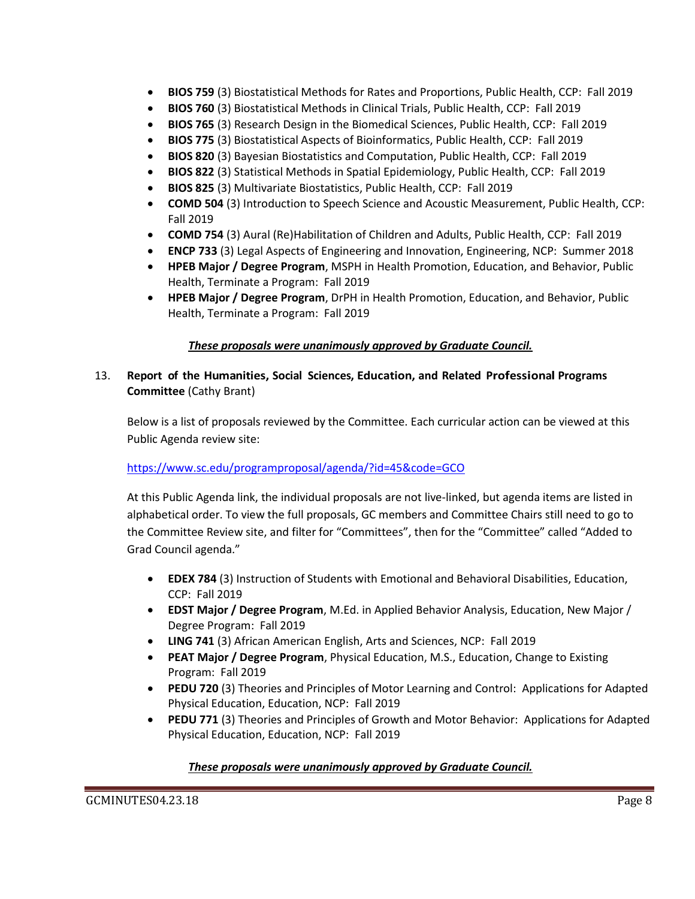- **BIOS 759** (3) Biostatistical Methods for Rates and Proportions, Public Health, CCP: Fall 2019
- **BIOS 760** (3) Biostatistical Methods in Clinical Trials, Public Health, CCP: Fall 2019
- **BIOS 765** (3) Research Design in the Biomedical Sciences, Public Health, CCP: Fall 2019
- **BIOS 775** (3) Biostatistical Aspects of Bioinformatics, Public Health, CCP: Fall 2019
- **BIOS 820** (3) Bayesian Biostatistics and Computation, Public Health, CCP: Fall 2019
- **BIOS 822** (3) Statistical Methods in Spatial Epidemiology, Public Health, CCP: Fall 2019
- **BIOS 825** (3) Multivariate Biostatistics, Public Health, CCP: Fall 2019
- **COMD 504** (3) Introduction to Speech Science and Acoustic Measurement, Public Health, CCP: Fall 2019
- **COMD 754** (3) Aural (Re)Habilitation of Children and Adults, Public Health, CCP: Fall 2019
- **ENCP 733** (3) Legal Aspects of Engineering and Innovation, Engineering, NCP: Summer 2018
- **HPEB Major / Degree Program**, MSPH in Health Promotion, Education, and Behavior, Public Health, Terminate a Program: Fall 2019
- **HPEB Major / Degree Program**, DrPH in Health Promotion, Education, and Behavior, Public Health, Terminate a Program: Fall 2019

***These proposals were unanimously approved by Graduate Council.***

13. **Report of the Humanities, Social Sciences, Education, and Related Professional Programs Committee** (Cathy Brant)

Below is a list of proposals reviewed by the Committee. Each curricular action can be viewed at this Public Agenda review site:

https://www.sc.edu/programproposal/agenda/?id=45&code=GCO

At this Public Agenda link, the individual proposals are not live-linked, but agenda items are listed in alphabetical order. To view the full proposals, GC members and Committee Chairs still need to go to the Committee Review site, and filter for "Committees", then for the "Committee" called "Added to Grad Council agenda."

- **EDEX 784** (3) Instruction of Students with Emotional and Behavioral Disabilities, Education, CCP: Fall 2019
- **EDST Major / Degree Program**, M.Ed. in Applied Behavior Analysis, Education, New Major / Degree Program: Fall 2019
- **LING 741** (3) African American English, Arts and Sciences, NCP: Fall 2019
- **PEAT Major / Degree Program**, Physical Education, M.S., Education, Change to Existing Program: Fall 2019
- **PEDU 720** (3) Theories and Principles of Motor Learning and Control: Applications for Adapted Physical Education, Education, NCP: Fall 2019
- **PEDU 771** (3) Theories and Principles of Growth and Motor Behavior: Applications for Adapted Physical Education, Education, NCP: Fall 2019

***These proposals were unanimously approved by Graduate Council.***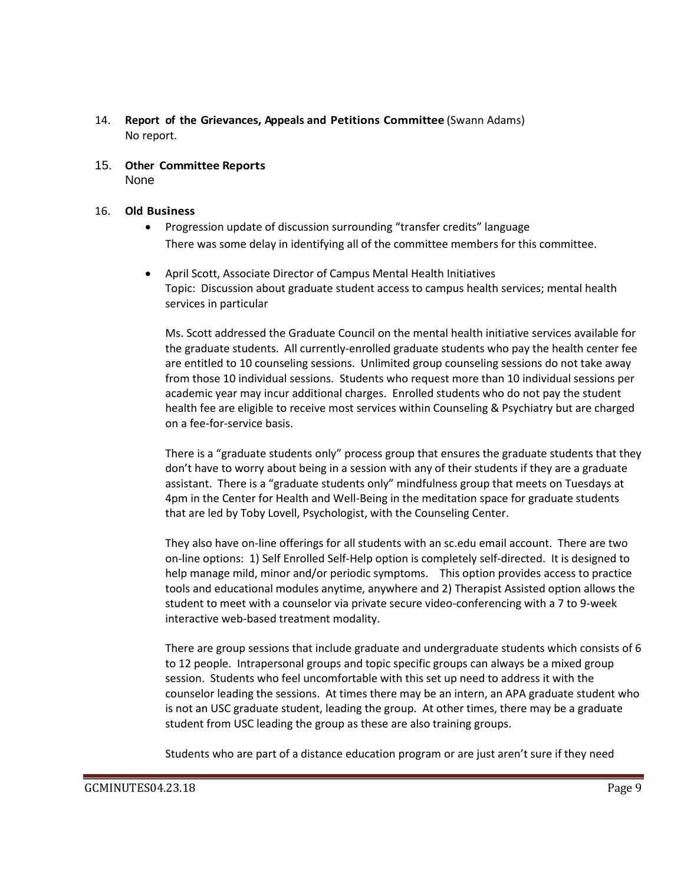14. **Report of the Grievances, Appeals and Petitions Committee** (Swann Adams)
    No report.

15. **Other Committee Reports**
    None

16. **Old Business**

    - Progression update of discussion surrounding "transfer credits" language
      There was some delay in identifying all of the committee members for this committee.

    - April Scott, Associate Director of Campus Mental Health Initiatives
      Topic: Discussion about graduate student access to campus health services; mental health services in particular

      Ms. Scott addressed the Graduate Council on the mental health initiative services available for the graduate students. All currently-enrolled graduate students who pay the health center fee are entitled to 10 counseling sessions. Unlimited group counseling sessions do not take away from those 10 individual sessions. Students who request more than 10 individual sessions per academic year may incur additional charges. Enrolled students who do not pay the student health fee are eligible to receive most services within Counseling & Psychiatry but are charged on a fee-for-service basis.

      There is a "graduate students only" process group that ensures the graduate students that they don't have to worry about being in a session with any of their students if they are a graduate assistant. There is a "graduate students only" mindfulness group that meets on Tuesdays at 4pm in the Center for Health and Well-Being in the meditation space for graduate students that are led by Toby Lovell, Psychologist, with the Counseling Center.

      They also have on-line offerings for all students with an sc.edu email account. There are two on-line options: 1) Self Enrolled Self-Help option is completely self-directed. It is designed to help manage mild, minor and/or periodic symptoms. This option provides access to practice tools and educational modules anytime, anywhere and 2) Therapist Assisted option allows the student to meet with a counselor via private secure video-conferencing with a 7 to 9-week interactive web-based treatment modality.

      There are group sessions that include graduate and undergraduate students which consists of 6 to 12 people. Intrapersonal groups and topic specific groups can always be a mixed group session. Students who feel uncomfortable with this set up need to address it with the counselor leading the sessions. At times there may be an intern, an APA graduate student who is not an USC graduate student, leading the group. At other times, there may be a graduate student from USC leading the group as these are also training groups.

      Students who are part of a distance education program or are just aren't sure if they need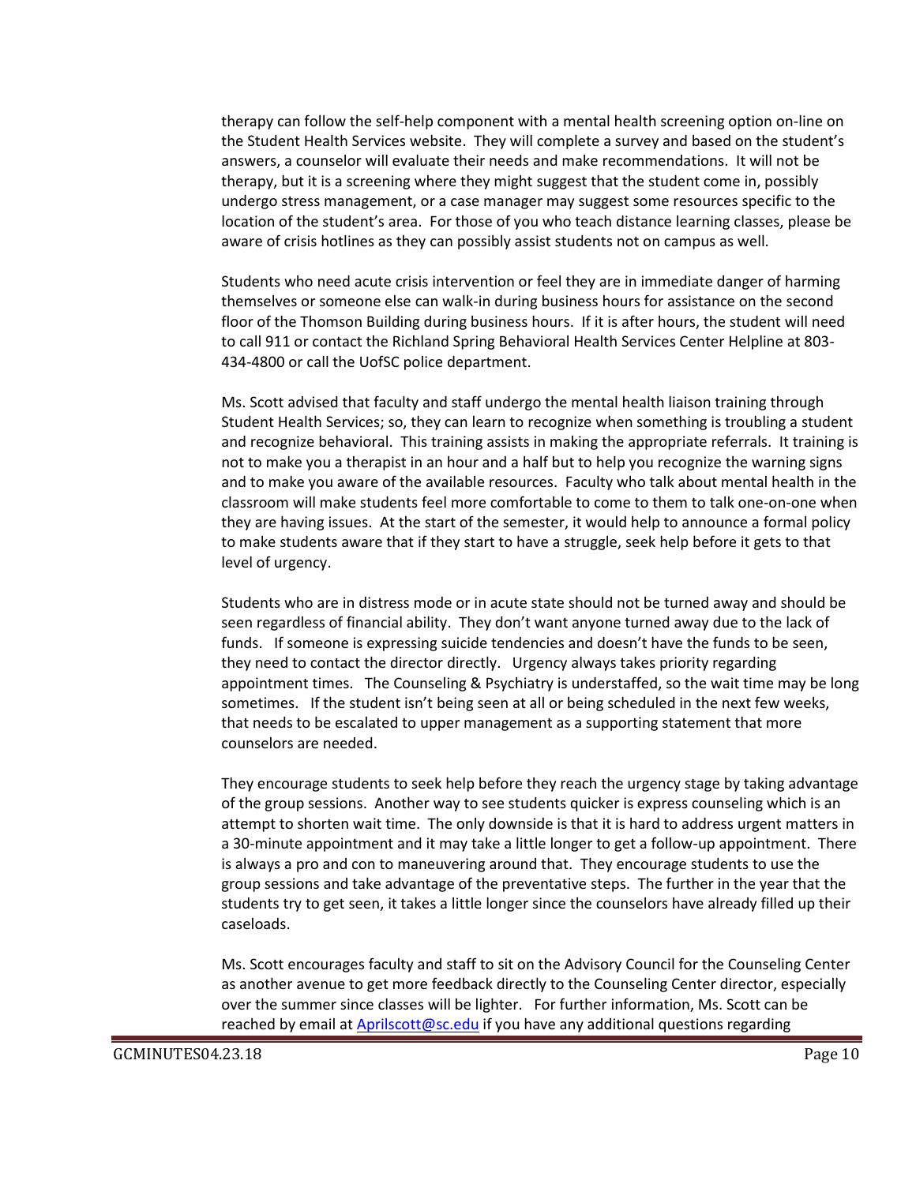therapy can follow the self-help component with a mental health screening option on-line on the Student Health Services website. They will complete a survey and based on the student's answers, a counselor will evaluate their needs and make recommendations. It will not be therapy, but it is a screening where they might suggest that the student come in, possibly undergo stress management, or a case manager may suggest some resources specific to the location of the student's area. For those of you who teach distance learning classes, please be aware of crisis hotlines as they can possibly assist students not on campus as well.

Students who need acute crisis intervention or feel they are in immediate danger of harming themselves or someone else can walk-in during business hours for assistance on the second floor of the Thomson Building during business hours. If it is after hours, the student will need to call 911 or contact the Richland Spring Behavioral Health Services Center Helpline at 803-434-4800 or call the UofSC police department.

Ms. Scott advised that faculty and staff undergo the mental health liaison training through Student Health Services; so, they can learn to recognize when something is troubling a student and recognize behavioral. This training assists in making the appropriate referrals. It training is not to make you a therapist in an hour and a half but to help you recognize the warning signs and to make you aware of the available resources. Faculty who talk about mental health in the classroom will make students feel more comfortable to come to them to talk one-on-one when they are having issues. At the start of the semester, it would help to announce a formal policy to make students aware that if they start to have a struggle, seek help before it gets to that level of urgency.

Students who are in distress mode or in acute state should not be turned away and should be seen regardless of financial ability. They don't want anyone turned away due to the lack of funds. If someone is expressing suicide tendencies and doesn't have the funds to be seen, they need to contact the director directly. Urgency always takes priority regarding appointment times. The Counseling & Psychiatry is understaffed, so the wait time may be long sometimes. If the student isn't being seen at all or being scheduled in the next few weeks, that needs to be escalated to upper management as a supporting statement that more counselors are needed.

They encourage students to seek help before they reach the urgency stage by taking advantage of the group sessions. Another way to see students quicker is express counseling which is an attempt to shorten wait time. The only downside is that it is hard to address urgent matters in a 30-minute appointment and it may take a little longer to get a follow-up appointment. There is always a pro and con to maneuvering around that. They encourage students to use the group sessions and take advantage of the preventative steps. The further in the year that the students try to get seen, it takes a little longer since the counselors have already filled up their caseloads.

Ms. Scott encourages faculty and staff to sit on the Advisory Council for the Counseling Center as another avenue to get more feedback directly to the Counseling Center director, especially over the summer since classes will be lighter. For further information, Ms. Scott can be reached by email at [Aprilscott@sc.edu](mailto:Aprilscott@sc.edu) if you have any additional questions regarding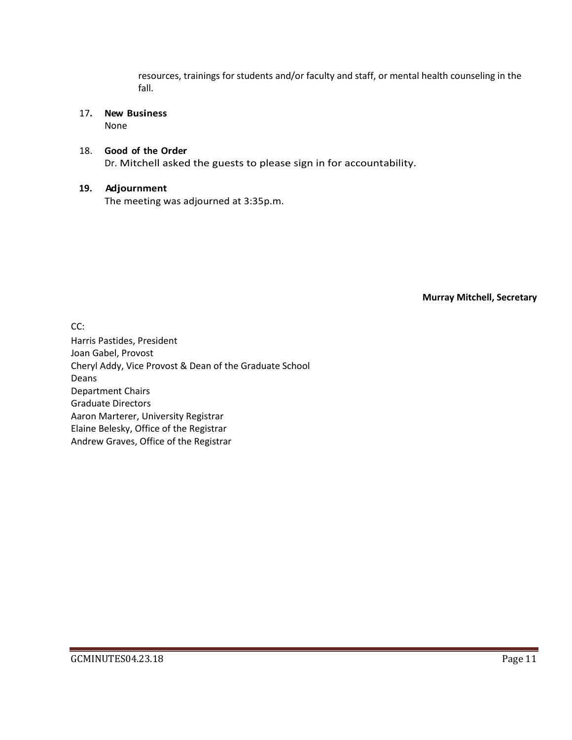resources, trainings for students and/or faculty and staff, or mental health counseling in the fall.

17. **New Business**
    None

18. **Good of the Order**
    Dr. Mitchell asked the guests to please sign in for accountability.

19. **Adjournment**
    The meeting was adjourned at 3:35p.m.

**Murray Mitchell, Secretary**

CC:
Harris Pastides, President
Joan Gabel, Provost
Cheryl Addy, Vice Provost & Dean of the Graduate School
Deans
Department Chairs
Graduate Directors
Aaron Marterer, University Registrar
Elaine Belesky, Office of the Registrar
Andrew Graves, Office of the Registrar